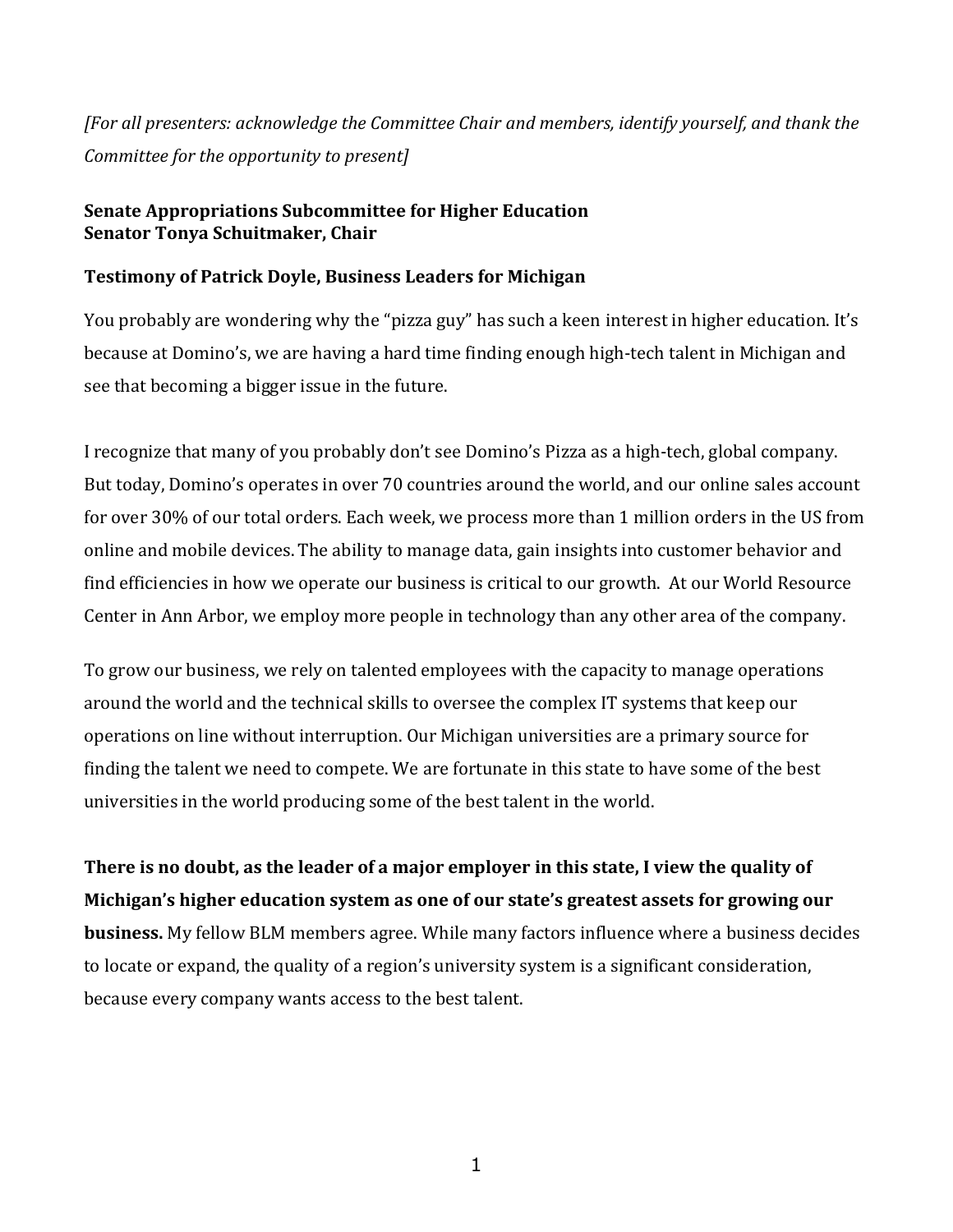*[For all presenters: acknowledge the Committee Chair and members, identify yourself, and thank the Committee for the opportunity to present]*

**Senate Appropriations Subcommittee for Higher Education**
**Senator Tonya Schuitmaker, Chair**

**Testimony of Patrick Doyle, Business Leaders for Michigan**

You probably are wondering why the "pizza guy" has such a keen interest in higher education. It's because at Domino's, we are having a hard time finding enough high-tech talent in Michigan and see that becoming a bigger issue in the future.

I recognize that many of you probably don't see Domino's Pizza as a high-tech, global company. But today, Domino's operates in over 70 countries around the world, and our online sales account for over 30% of our total orders. Each week, we process more than 1 million orders in the US from online and mobile devices. The ability to manage data, gain insights into customer behavior and find efficiencies in how we operate our business is critical to our growth. At our World Resource Center in Ann Arbor, we employ more people in technology than any other area of the company.

To grow our business, we rely on talented employees with the capacity to manage operations around the world and the technical skills to oversee the complex IT systems that keep our operations on line without interruption. Our Michigan universities are a primary source for finding the talent we need to compete. We are fortunate in this state to have some of the best universities in the world producing some of the best talent in the world.

**There is no doubt, as the leader of a major employer in this state, I view the quality of Michigan's higher education system as one of our state's greatest assets for growing our business.** My fellow BLM members agree. While many factors influence where a business decides to locate or expand, the quality of a region's university system is a significant consideration, because every company wants access to the best talent.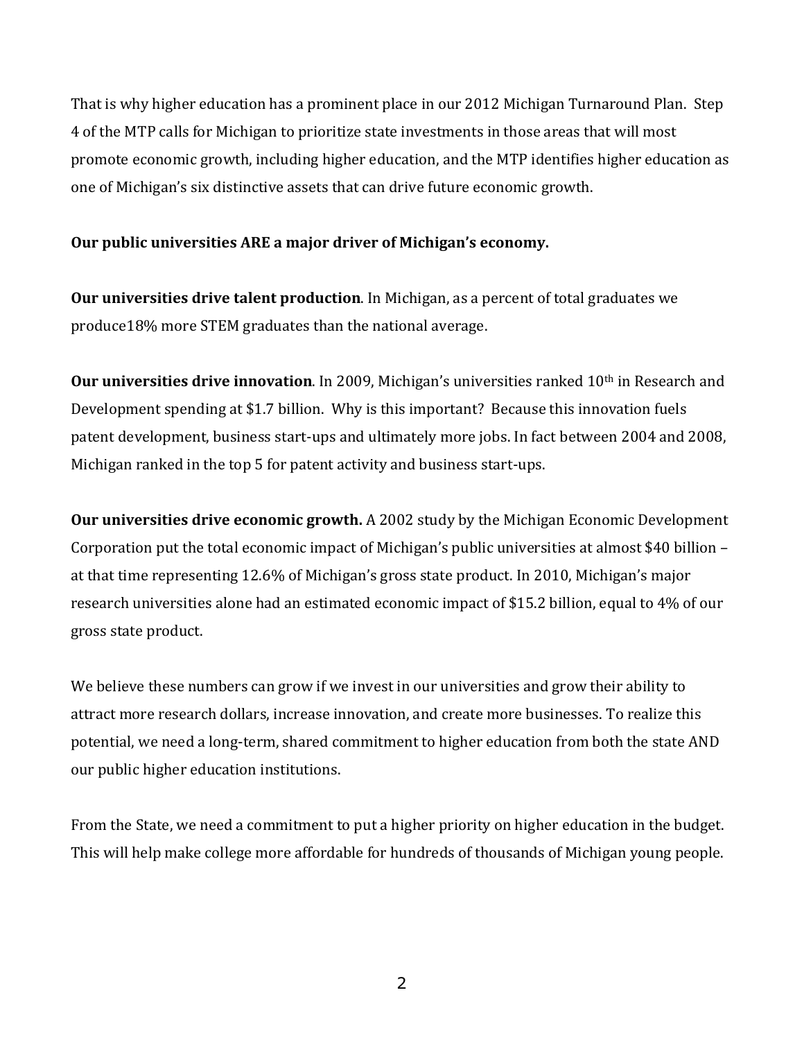That is why higher education has a prominent place in our 2012 Michigan Turnaround Plan. Step 4 of the MTP calls for Michigan to prioritize state investments in those areas that will most promote economic growth, including higher education, and the MTP identifies higher education as one of Michigan's six distinctive assets that can drive future economic growth.

**Our public universities ARE a major driver of Michigan's economy.**

**Our universities drive talent production**. In Michigan, as a percent of total graduates we produce18% more STEM graduates than the national average.

**Our universities drive innovation**. In 2009, Michigan's universities ranked 10th in Research and Development spending at $1.7 billion. Why is this important? Because this innovation fuels patent development, business start-ups and ultimately more jobs. In fact between 2004 and 2008, Michigan ranked in the top 5 for patent activity and business start-ups.

**Our universities drive economic growth.** A 2002 study by the Michigan Economic Development Corporation put the total economic impact of Michigan's public universities at almost $40 billion – at that time representing 12.6% of Michigan's gross state product. In 2010, Michigan's major research universities alone had an estimated economic impact of $15.2 billion, equal to 4% of our gross state product.

We believe these numbers can grow if we invest in our universities and grow their ability to attract more research dollars, increase innovation, and create more businesses. To realize this potential, we need a long-term, shared commitment to higher education from both the state AND our public higher education institutions.

From the State, we need a commitment to put a higher priority on higher education in the budget. This will help make college more affordable for hundreds of thousands of Michigan young people.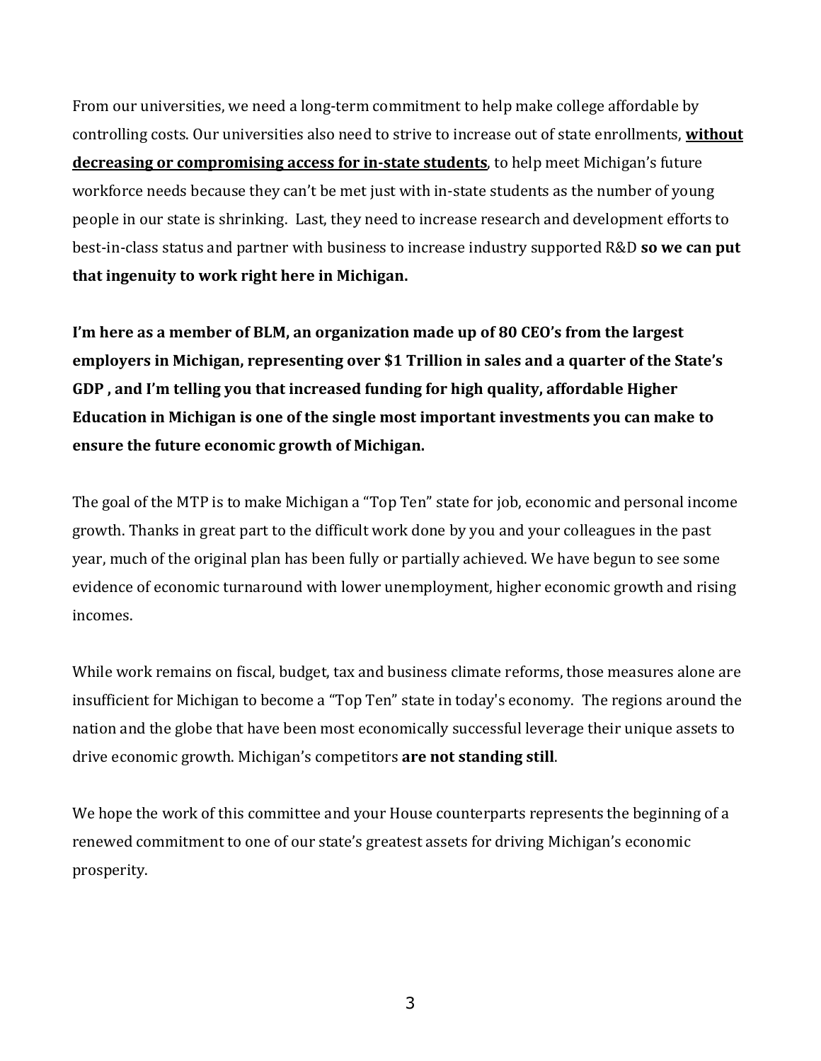From our universities, we need a long-term commitment to help make college affordable by controlling costs. Our universities also need to strive to increase out of state enrollments, **<u>without decreasing or compromising access for in-state students</u>**, to help meet Michigan's future workforce needs because they can't be met just with in-state students as the number of young people in our state is shrinking. Last, they need to increase research and development efforts to best-in-class status and partner with business to increase industry supported R&D **so we can put that ingenuity to work right here in Michigan.**

**I'm here as a member of BLM, an organization made up of 80 CEO's from the largest employers in Michigan, representing over $1 Trillion in sales and a quarter of the State's GDP , and I'm telling you that increased funding for high quality, affordable Higher Education in Michigan is one of the single most important investments you can make to ensure the future economic growth of Michigan.**

The goal of the MTP is to make Michigan a "Top Ten" state for job, economic and personal income growth. Thanks in great part to the difficult work done by you and your colleagues in the past year, much of the original plan has been fully or partially achieved. We have begun to see some evidence of economic turnaround with lower unemployment, higher economic growth and rising incomes.

While work remains on fiscal, budget, tax and business climate reforms, those measures alone are insufficient for Michigan to become a "Top Ten" state in today's economy. The regions around the nation and the globe that have been most economically successful leverage their unique assets to drive economic growth. Michigan's competitors **are not standing still**.

We hope the work of this committee and your House counterparts represents the beginning of a renewed commitment to one of our state's greatest assets for driving Michigan's economic prosperity.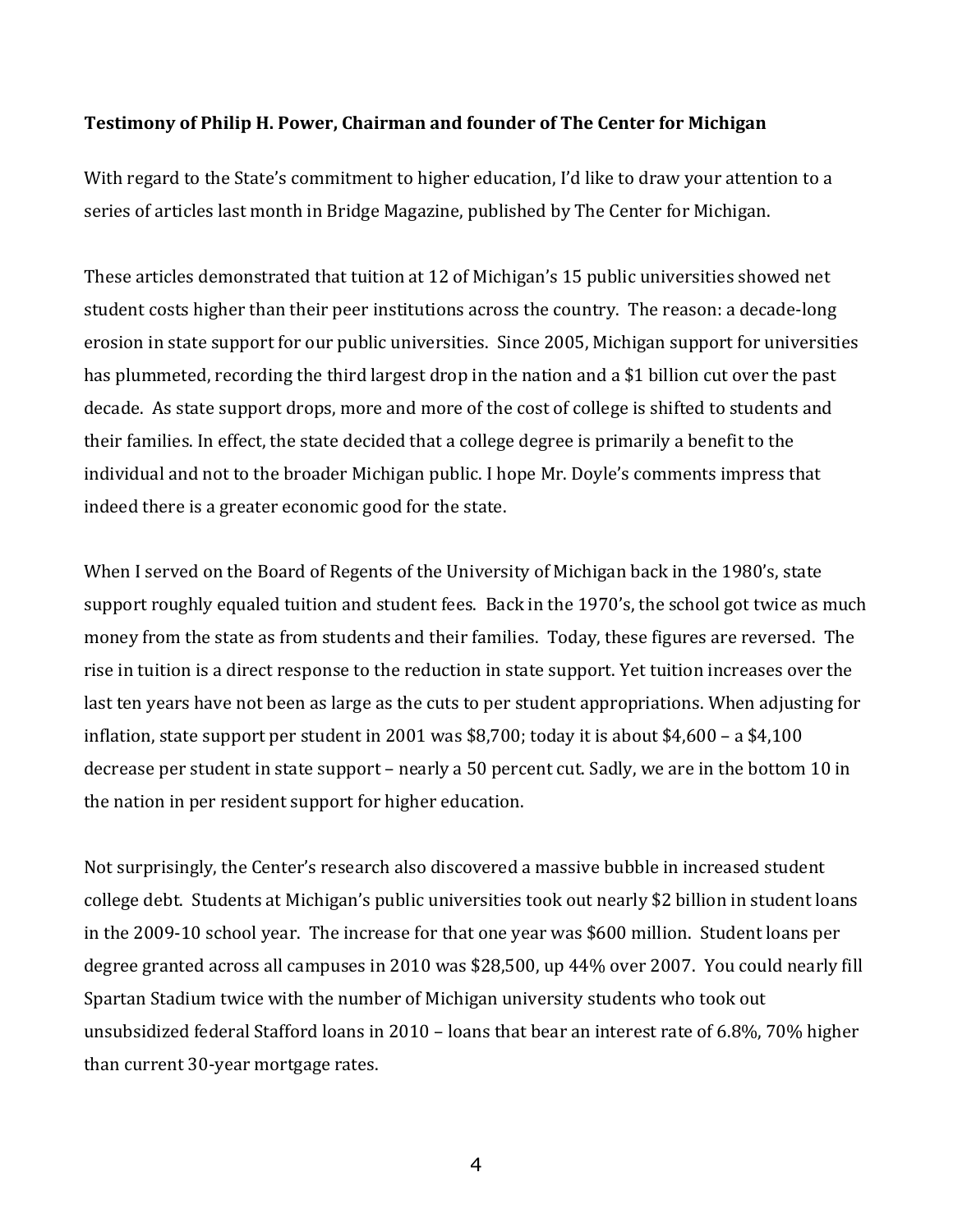**Testimony of Philip H. Power, Chairman and founder of The Center for Michigan**

With regard to the State's commitment to higher education, I'd like to draw your attention to a series of articles last month in Bridge Magazine, published by The Center for Michigan.

These articles demonstrated that tuition at 12 of Michigan's 15 public universities showed net student costs higher than their peer institutions across the country. The reason: a decade-long erosion in state support for our public universities. Since 2005, Michigan support for universities has plummeted, recording the third largest drop in the nation and a $1 billion cut over the past decade. As state support drops, more and more of the cost of college is shifted to students and their families. In effect, the state decided that a college degree is primarily a benefit to the individual and not to the broader Michigan public. I hope Mr. Doyle's comments impress that indeed there is a greater economic good for the state.

When I served on the Board of Regents of the University of Michigan back in the 1980's, state support roughly equaled tuition and student fees. Back in the 1970's, the school got twice as much money from the state as from students and their families. Today, these figures are reversed. The rise in tuition is a direct response to the reduction in state support. Yet tuition increases over the last ten years have not been as large as the cuts to per student appropriations. When adjusting for inflation, state support per student in 2001 was $8,700; today it is about $4,600 – a $4,100 decrease per student in state support – nearly a 50 percent cut. Sadly, we are in the bottom 10 in the nation in per resident support for higher education.

Not surprisingly, the Center's research also discovered a massive bubble in increased student college debt. Students at Michigan's public universities took out nearly $2 billion in student loans in the 2009-10 school year. The increase for that one year was $600 million. Student loans per degree granted across all campuses in 2010 was $28,500, up 44% over 2007. You could nearly fill Spartan Stadium twice with the number of Michigan university students who took out unsubsidized federal Stafford loans in 2010 – loans that bear an interest rate of 6.8%, 70% higher than current 30-year mortgage rates.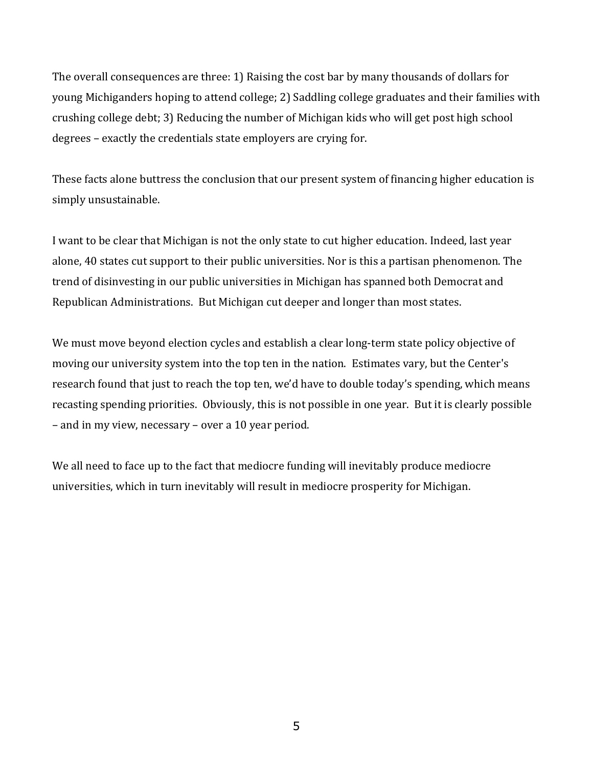The overall consequences are three: 1) Raising the cost bar by many thousands of dollars for young Michiganders hoping to attend college; 2) Saddling college graduates and their families with crushing college debt; 3) Reducing the number of Michigan kids who will get post high school degrees – exactly the credentials state employers are crying for.

These facts alone buttress the conclusion that our present system of financing higher education is simply unsustainable.

I want to be clear that Michigan is not the only state to cut higher education. Indeed, last year alone, 40 states cut support to their public universities. Nor is this a partisan phenomenon. The trend of disinvesting in our public universities in Michigan has spanned both Democrat and Republican Administrations. But Michigan cut deeper and longer than most states.

We must move beyond election cycles and establish a clear long-term state policy objective of moving our university system into the top ten in the nation. Estimates vary, but the Center's research found that just to reach the top ten, we'd have to double today's spending, which means recasting spending priorities. Obviously, this is not possible in one year. But it is clearly possible – and in my view, necessary – over a 10 year period.

We all need to face up to the fact that mediocre funding will inevitably produce mediocre universities, which in turn inevitably will result in mediocre prosperity for Michigan.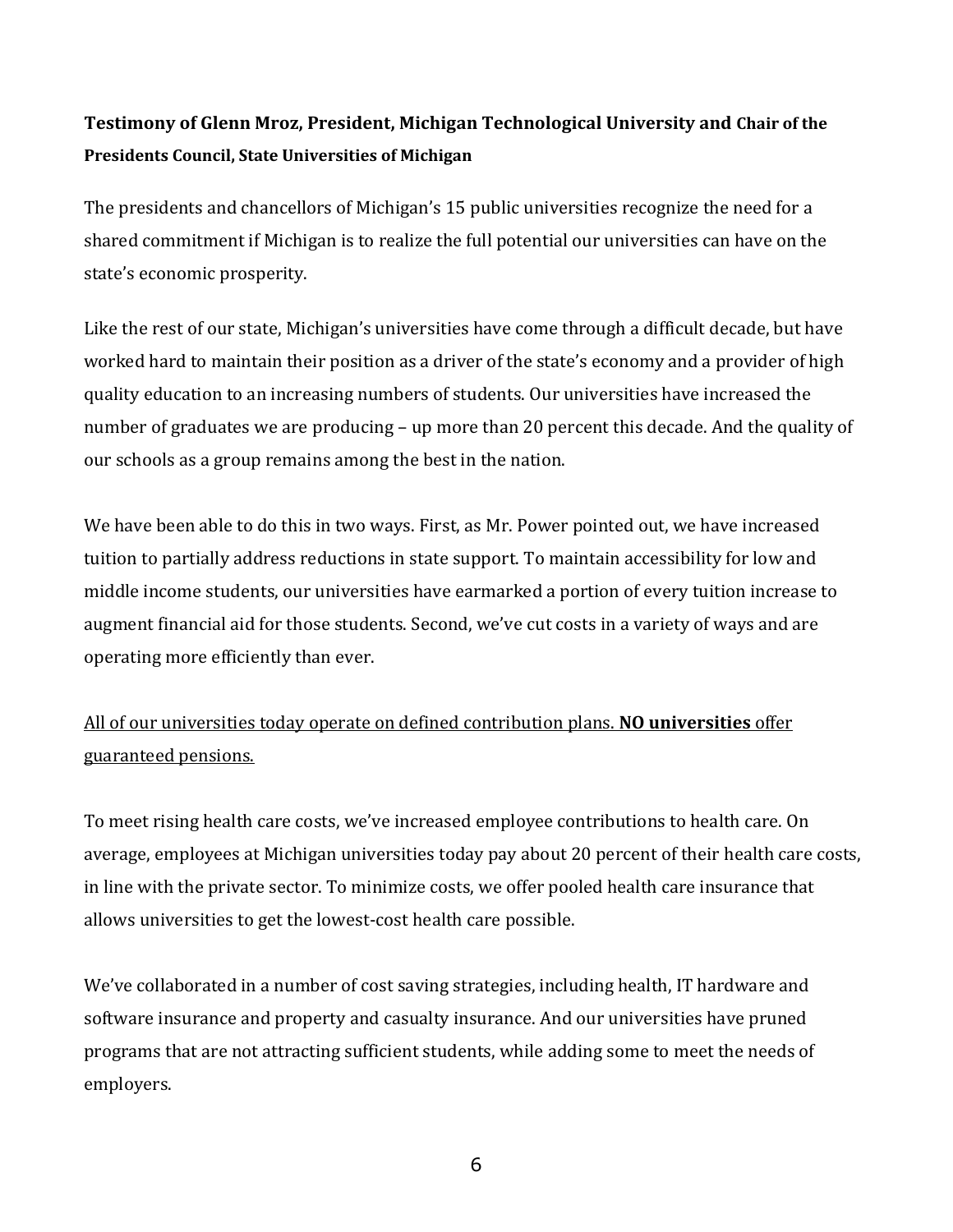**Testimony of Glenn Mroz, President, Michigan Technological University and Chair of the Presidents Council, State Universities of Michigan**

The presidents and chancellors of Michigan's 15 public universities recognize the need for a shared commitment if Michigan is to realize the full potential our universities can have on the state's economic prosperity.

Like the rest of our state, Michigan's universities have come through a difficult decade, but have worked hard to maintain their position as a driver of the state's economy and a provider of high quality education to an increasing numbers of students. Our universities have increased the number of graduates we are producing – up more than 20 percent this decade. And the quality of our schools as a group remains among the best in the nation.

We have been able to do this in two ways. First, as Mr. Power pointed out, we have increased tuition to partially address reductions in state support. To maintain accessibility for low and middle income students, our universities have earmarked a portion of every tuition increase to augment financial aid for those students. Second, we've cut costs in a variety of ways and are operating more efficiently than ever.

<u>All of our universities today operate on defined contribution plans. **NO universities** offer guaranteed pensions.</u>

To meet rising health care costs, we've increased employee contributions to health care. On average, employees at Michigan universities today pay about 20 percent of their health care costs, in line with the private sector. To minimize costs, we offer pooled health care insurance that allows universities to get the lowest-cost health care possible.

We've collaborated in a number of cost saving strategies, including health, IT hardware and software insurance and property and casualty insurance. And our universities have pruned programs that are not attracting sufficient students, while adding some to meet the needs of employers.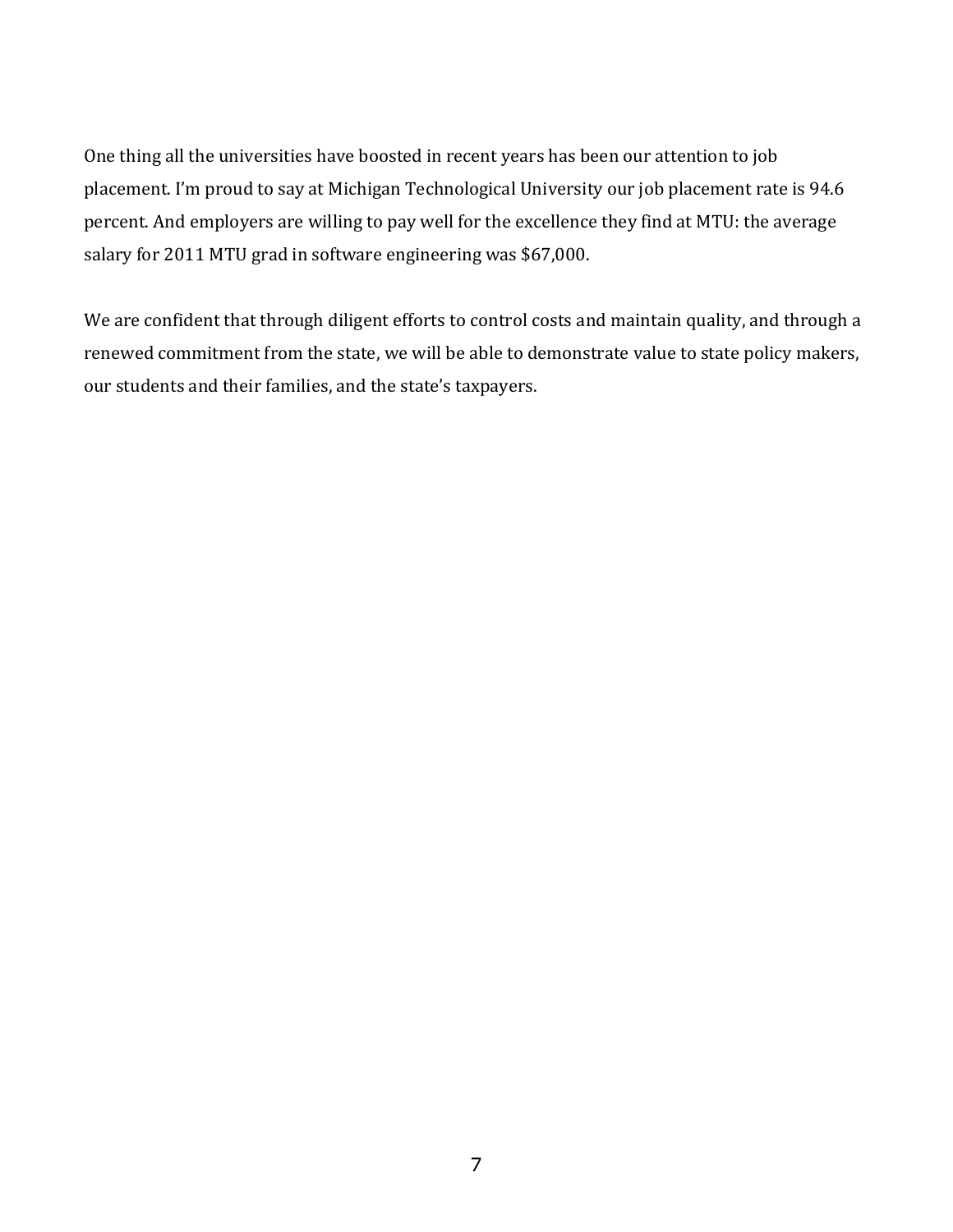One thing all the universities have boosted in recent years has been our attention to job placement. I'm proud to say at Michigan Technological University our job placement rate is 94.6 percent. And employers are willing to pay well for the excellence they find at MTU: the average salary for 2011 MTU grad in software engineering was $67,000.

We are confident that through diligent efforts to control costs and maintain quality, and through a renewed commitment from the state, we will be able to demonstrate value to state policy makers, our students and their families, and the state's taxpayers.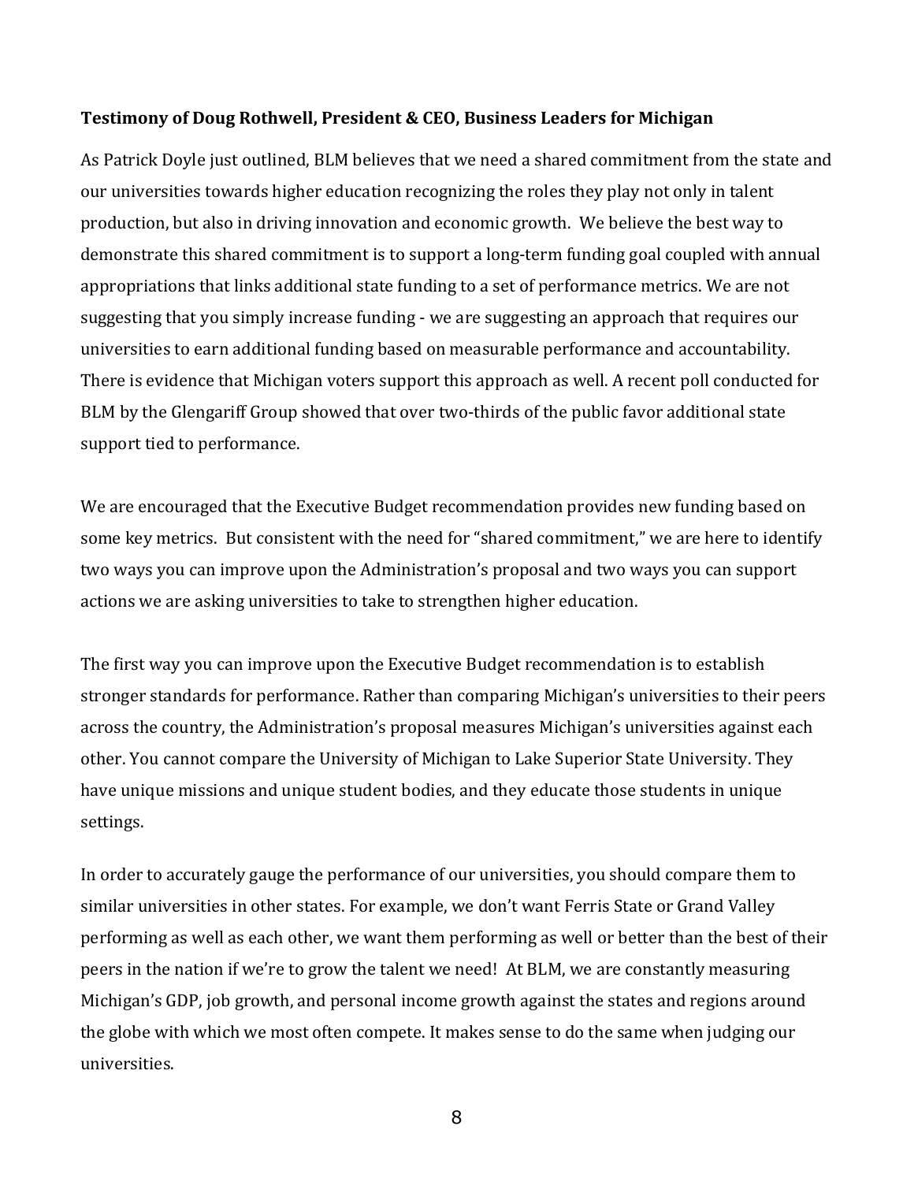**Testimony of Doug Rothwell, President & CEO, Business Leaders for Michigan**

As Patrick Doyle just outlined, BLM believes that we need a shared commitment from the state and our universities towards higher education recognizing the roles they play not only in talent production, but also in driving innovation and economic growth. We believe the best way to demonstrate this shared commitment is to support a long-term funding goal coupled with annual appropriations that links additional state funding to a set of performance metrics. We are not suggesting that you simply increase funding - we are suggesting an approach that requires our universities to earn additional funding based on measurable performance and accountability. There is evidence that Michigan voters support this approach as well. A recent poll conducted for BLM by the Glengariff Group showed that over two-thirds of the public favor additional state support tied to performance.

We are encouraged that the Executive Budget recommendation provides new funding based on some key metrics. But consistent with the need for "shared commitment," we are here to identify two ways you can improve upon the Administration's proposal and two ways you can support actions we are asking universities to take to strengthen higher education.

The first way you can improve upon the Executive Budget recommendation is to establish stronger standards for performance. Rather than comparing Michigan's universities to their peers across the country, the Administration's proposal measures Michigan's universities against each other. You cannot compare the University of Michigan to Lake Superior State University. They have unique missions and unique student bodies, and they educate those students in unique settings.

In order to accurately gauge the performance of our universities, you should compare them to similar universities in other states. For example, we don't want Ferris State or Grand Valley performing as well as each other, we want them performing as well or better than the best of their peers in the nation if we're to grow the talent we need! At BLM, we are constantly measuring Michigan's GDP, job growth, and personal income growth against the states and regions around the globe with which we most often compete. It makes sense to do the same when judging our universities.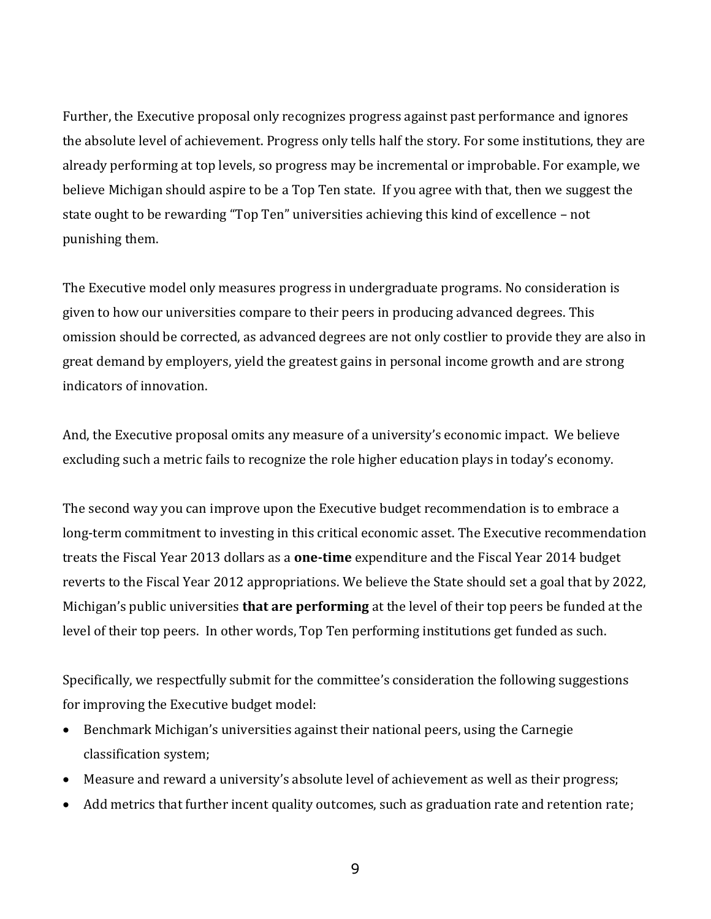Further, the Executive proposal only recognizes progress against past performance and ignores the absolute level of achievement. Progress only tells half the story. For some institutions, they are already performing at top levels, so progress may be incremental or improbable. For example, we believe Michigan should aspire to be a Top Ten state. If you agree with that, then we suggest the state ought to be rewarding "Top Ten" universities achieving this kind of excellence – not punishing them.

The Executive model only measures progress in undergraduate programs. No consideration is given to how our universities compare to their peers in producing advanced degrees. This omission should be corrected, as advanced degrees are not only costlier to provide they are also in great demand by employers, yield the greatest gains in personal income growth and are strong indicators of innovation.

And, the Executive proposal omits any measure of a university's economic impact. We believe excluding such a metric fails to recognize the role higher education plays in today's economy.

The second way you can improve upon the Executive budget recommendation is to embrace a long-term commitment to investing in this critical economic asset. The Executive recommendation treats the Fiscal Year 2013 dollars as a **one-time** expenditure and the Fiscal Year 2014 budget reverts to the Fiscal Year 2012 appropriations. We believe the State should set a goal that by 2022, Michigan's public universities **that are performing** at the level of their top peers be funded at the level of their top peers. In other words, Top Ten performing institutions get funded as such.

Specifically, we respectfully submit for the committee's consideration the following suggestions for improving the Executive budget model:

- Benchmark Michigan's universities against their national peers, using the Carnegie classification system;
- Measure and reward a university's absolute level of achievement as well as their progress;
- Add metrics that further incent quality outcomes, such as graduation rate and retention rate;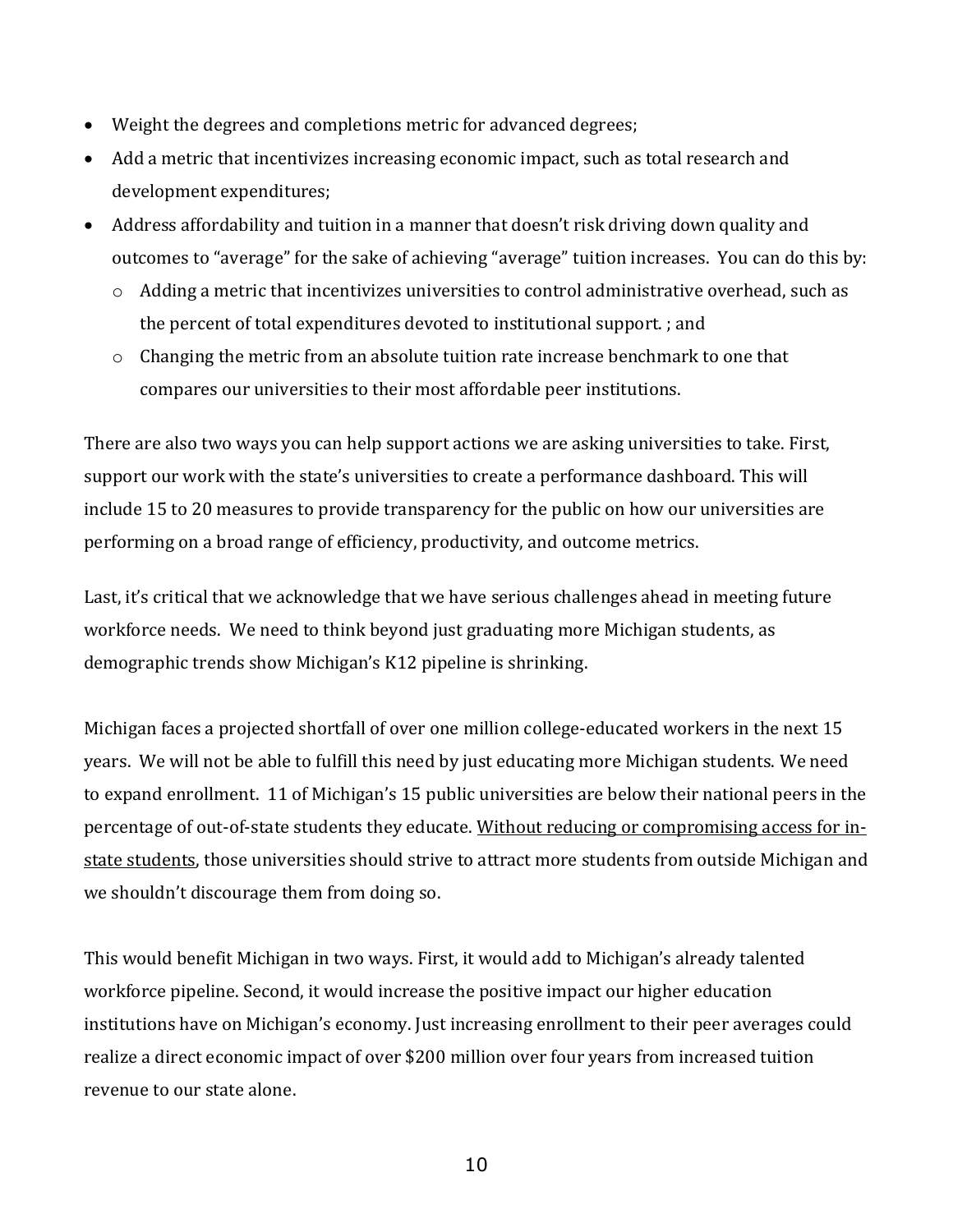- Weight the degrees and completions metric for advanced degrees;
- Add a metric that incentivizes increasing economic impact, such as total research and development expenditures;
- Address affordability and tuition in a manner that doesn't risk driving down quality and outcomes to "average" for the sake of achieving "average" tuition increases. You can do this by:
  - Adding a metric that incentivizes universities to control administrative overhead, such as the percent of total expenditures devoted to institutional support. ; and
  - Changing the metric from an absolute tuition rate increase benchmark to one that compares our universities to their most affordable peer institutions.

There are also two ways you can help support actions we are asking universities to take. First, support our work with the state's universities to create a performance dashboard. This will include 15 to 20 measures to provide transparency for the public on how our universities are performing on a broad range of efficiency, productivity, and outcome metrics.

Last, it's critical that we acknowledge that we have serious challenges ahead in meeting future workforce needs. We need to think beyond just graduating more Michigan students, as demographic trends show Michigan's K12 pipeline is shrinking.

Michigan faces a projected shortfall of over one million college-educated workers in the next 15 years. We will not be able to fulfill this need by just educating more Michigan students. We need to expand enrollment. 11 of Michigan's 15 public universities are below their national peers in the percentage of out-of-state students they educate. <u>Without reducing or compromising access for in-state students</u>, those universities should strive to attract more students from outside Michigan and we shouldn't discourage them from doing so.

This would benefit Michigan in two ways. First, it would add to Michigan's already talented workforce pipeline. Second, it would increase the positive impact our higher education institutions have on Michigan's economy. Just increasing enrollment to their peer averages could realize a direct economic impact of over $200 million over four years from increased tuition revenue to our state alone.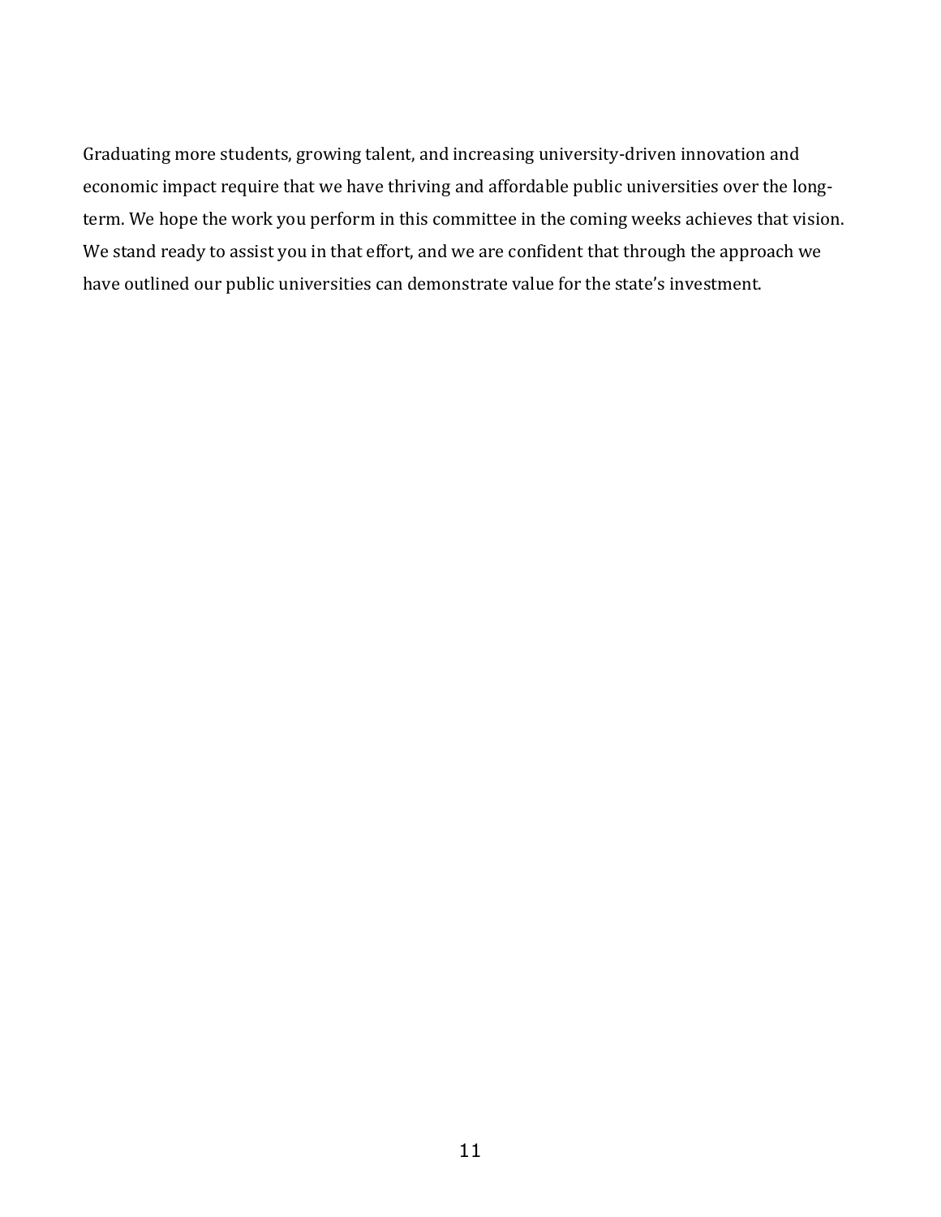Graduating more students, growing talent, and increasing university-driven innovation and economic impact require that we have thriving and affordable public universities over the long-term. We hope the work you perform in this committee in the coming weeks achieves that vision. We stand ready to assist you in that effort, and we are confident that through the approach we have outlined our public universities can demonstrate value for the state's investment.